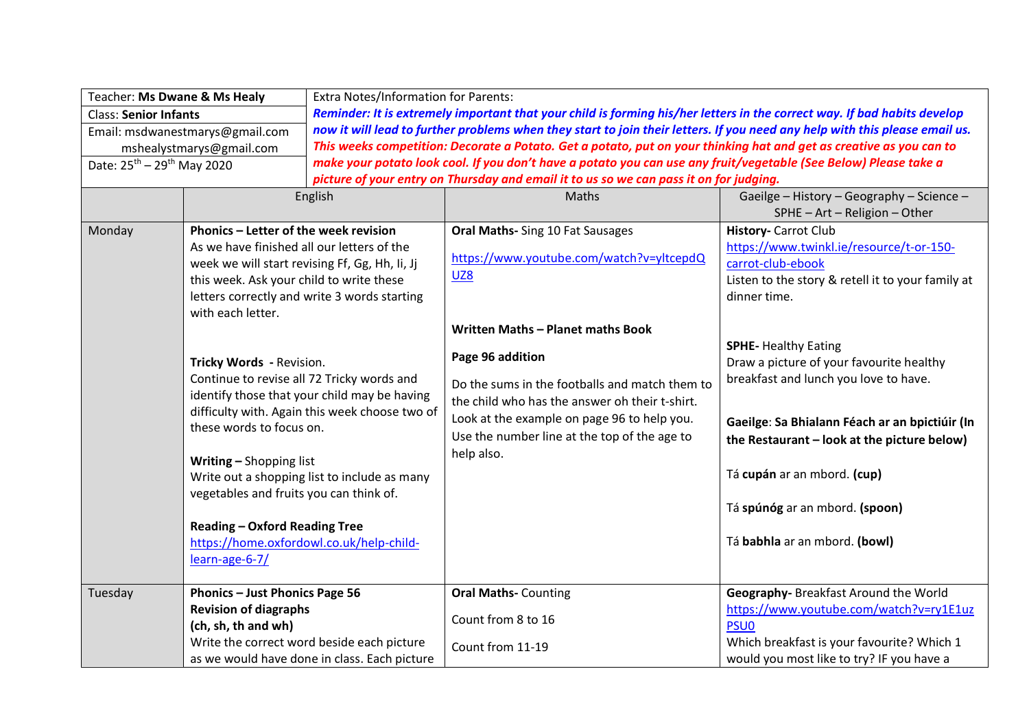| Teacher: **Ms Dwane & Ms Healy** | Extra Notes/Information for Parents: |
|---|---|
| Class: **Senior Infants** | ***Reminder: It is extremely important that your child is forming his/her letters in the correct way. If bad habits develop now it will lead to further problems when they start to join their letters. If you need any help with this please email us.*** |
| Email: msdwanestmarys@gmail.com mshealystmarys@gmail.com | ***This weeks competition: Decorate a Potato. Get a potato, put on your thinking hat and get as creative as you can to make your potato look cool. If you don't have a potato you can use any fruit/vegetable (See Below) Please take a picture of your entry on Thursday and email it to us so we can pass it on for judging.*** |
| Date: 25th – 29th May 2020 | |

| | English | Maths | Gaeilge – History – Geography – Science – SPHE – Art – Religion – Other |
|---|---|---|---|
| Monday | **Phonics – Letter of the week revision**<br>As we have finished all our letters of the week we will start revising Ff, Gg, Hh, Ii, Jj this week. Ask your child to write these letters correctly and write 3 words starting with each letter.<br><br>**Tricky Words** - Revision.<br>Continue to revise all 72 Tricky words and identify those that your child may be having difficulty with. Again this week choose two of these words to focus on.<br><br>**Writing –** Shopping list<br>Write out a shopping list to include as many vegetables and fruits you can think of.<br><br>**Reading – Oxford Reading Tree**<br>https://home.oxfordowl.co.uk/help-child-learn-age-6-7/ | **Oral Maths-** Sing 10 Fat Sausages<br><br>https://www.youtube.com/watch?v=yltcepdQUZ8<br><br>**Written Maths – Planet maths Book**<br><br>**Page 96 addition**<br><br>Do the sums in the footballs and match them to the child who has the answer oh their t-shirt. Look at the example on page 96 to help you. Use the number line at the top of the age to help also. | **History-** Carrot Club<br>https://www.twinkl.ie/resource/t-or-150-carrot-club-ebook<br>Listen to the story & retell it to your family at dinner time.<br><br>**SPHE-** Healthy Eating<br>Draw a picture of your favourite healthy breakfast and lunch you love to have.<br><br>**Gaeilge**: **Sa Bhialann Féach ar an bpictiúir (In the Restaurant – look at the picture below)**<br><br>Tá **cupán** ar an mbord. **(cup)**<br><br>Tá **spúnóg** ar an mbord. **(spoon)**<br><br>Tá **babhla** ar an mbord. **(bowl)** |
| Tuesday | **Phonics – Just Phonics Page 56**<br>**Revision of diagraphs**<br>**(ch, sh, th and wh)**<br>Write the correct word beside each picture as we would have done in class. Each picture | **Oral Maths-** Counting<br><br>Count from 8 to 16<br><br>Count from 11-19 | **Geography-** Breakfast Around the World<br>https://www.youtube.com/watch?v=ry1E1uzPSU0<br>Which breakfast is your favourite? Which 1 would you most like to try? IF you have a |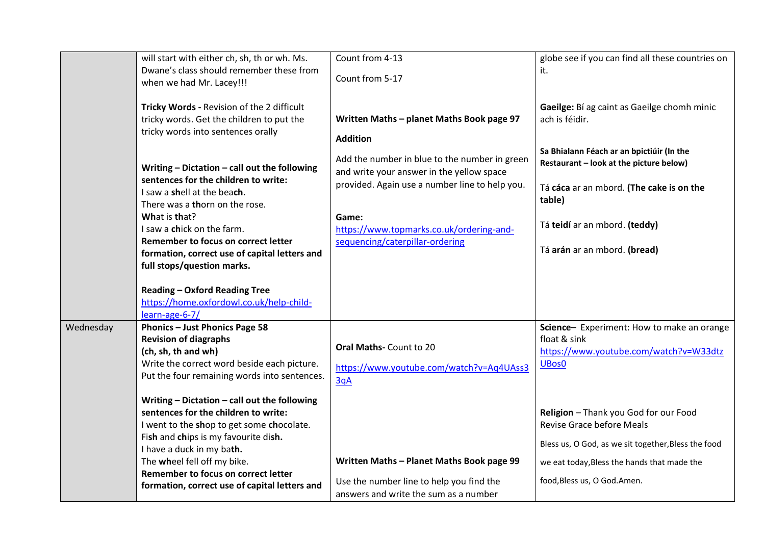| | | | |
|---|---|---|---|
| | will start with either ch, sh, th or wh. Ms. Dwane's class should remember these from when we had Mr. Lacey!!!<br><br>**Tricky Words -** Revision of the 2 difficult tricky words. Get the children to put the tricky words into sentences orally<br><br>**Writing – Dictation – call out the following sentences for the children to write:**<br>I saw a **sh**ell at the bea**ch**.<br>There was a **th**orn on the rose.<br>**Wh**at is **th**at?<br>I saw a **ch**ick on the farm.<br>**Remember to focus on correct letter formation, correct use of capital letters and full stops/question marks.**<br><br>**Reading – Oxford Reading Tree**<br>https://home.oxfordowl.co.uk/help-child-learn-age-6-7/ | Count from 4-13<br><br>Count from 5-17<br><br>**Written Maths – planet Maths Book page 97**<br><br>**Addition**<br><br>Add the number in blue to the number in green and write your answer in the yellow space provided. Again use a number line to help you.<br><br>**Game:**<br>https://www.topmarks.co.uk/ordering-and-sequencing/caterpillar-ordering | globe see if you can find all these countries on it.<br><br>**Gaeilge:** Bí ag caint as Gaeilge chomh minic ach is féidir.<br><br>**Sa Bhialann Féach ar an bpictiúir (In the Restaurant – look at the picture below)**<br><br>Tá **cáca** ar an mbord. **(The cake is on the table)**<br><br>Tá **teidí** ar an mbord. **(teddy)**<br><br>Tá **arán** ar an mbord. **(bread)** |
| Wednesday | **Phonics – Just Phonics Page 58**<br>**Revision of diagraphs**<br>**(ch, sh, th and wh)**<br>Write the correct word beside each picture. Put the four remaining words into sentences.<br><br>**Writing – Dictation – call out the following sentences for the children to write:**<br>I went to the **sh**op to get some **ch**ocolate.<br>Fi**sh** and **ch**ips is my favourite di**sh.**<br>I have a duck in my ba**th.**<br>The **wh**eel fell off my bike.<br>**Remember to focus on correct letter formation, correct use of capital letters and** | **Oral Maths-** Count to 20<br><br>https://www.youtube.com/watch?v=Aq4UAss33qA<br><br>**Written Maths – Planet Maths Book page 99**<br><br>Use the number line to help you find the answers and write the sum as a number | **Science**– Experiment: How to make an orange float & sink<br>https://www.youtube.com/watch?v=W33dtzUBos0<br><br>**Religion** – Thank you God for our Food<br>Revise Grace before Meals<br><br>Bless us, O God, as we sit together,Bless the food we eat today,Bless the hands that made the food,Bless us, O God.Amen. |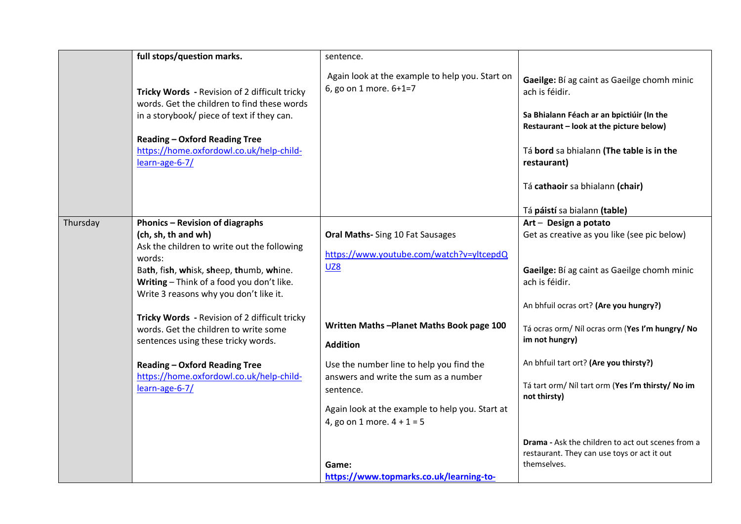|  |  |  |  |
|---|---|---|---|
|  | **full stops/question marks.**<br><br>**Tricky Words -** Revision of 2 difficult tricky words. Get the children to find these words in a storybook/ piece of text if they can.<br><br>**Reading – Oxford Reading Tree**<br>https://home.oxfordowl.co.uk/help-child-learn-age-6-7/ | sentence.<br><br>Again look at the example to help you. Start on 6, go on 1 more. 6+1=7 | **Gaeilge:** Bí ag caint as Gaeilge chomh minic ach is féidir.<br><br>**Sa Bhialann Féach ar an bpictiúir (In the Restaurant – look at the picture below)**<br><br>Tá **bord** sa bhialann **(The table is in the restaurant)**<br><br>Tá **cathaoir** sa bhialann **(chair)**<br><br>Tá **páistí** sa bialann **(table)** |
| Thursday | **Phonics – Revision of diagraphs (ch, sh, th and wh)**<br>Ask the children to write out the following words:<br>Ba**th**, fi**sh**, **wh**isk, **sh**eep, **th**umb, **wh**ine.<br>**Writing** – Think of a food you don't like. Write 3 reasons why you don't like it.<br><br>**Tricky Words -** Revision of 2 difficult tricky words. Get the children to write some sentences using these tricky words.<br><br>**Reading – Oxford Reading Tree**<br>https://home.oxfordowl.co.uk/help-child-learn-age-6-7/ | **Oral Maths-** Sing 10 Fat Sausages<br><br>https://www.youtube.com/watch?v=yltcepdQUZ8<br><br>**Written Maths –Planet Maths Book page 100**<br><br>**Addition**<br><br>Use the number line to help you find the answers and write the sum as a number sentence.<br><br>Again look at the example to help you. Start at 4, go on 1 more. 4 + 1 = 5<br><br>**Game:**<br>**https://www.topmarks.co.uk/learning-to-** | **Art** – **Design a potato**<br>Get as creative as you like (see pic below)<br><br>**Gaeilge:** Bí ag caint as Gaeilge chomh minic ach is féidir.<br><br>An bhfuil ocras ort? **(Are you hungry?)**<br><br>Tá ocras orm/ Níl ocras orm (**Yes I'm hungry/ No im not hungry)**<br><br>An bhfuil tart ort? **(Are you thirsty?)**<br><br>Tá tart orm/ Níl tart orm (**Yes I'm thirsty/ No im not thirsty)**<br><br>**Drama -** Ask the children to act out scenes from a restaurant. They can use toys or act it out themselves. |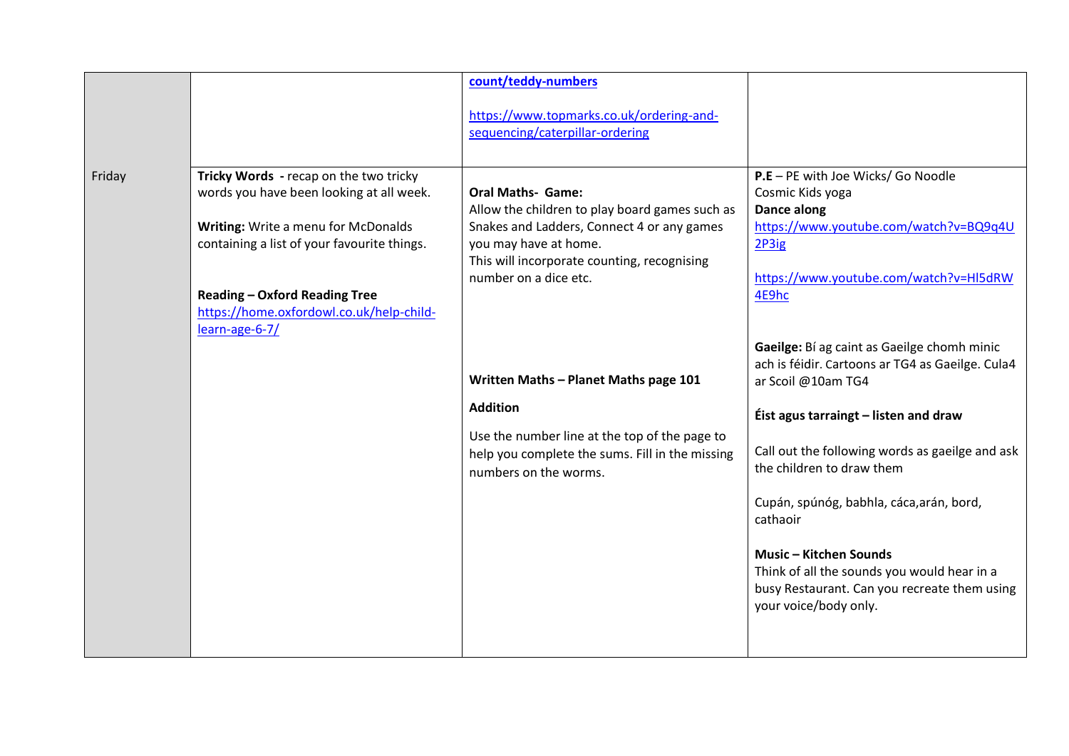| | | | |
|---|---|---|---|
| | | count/teddy-numbers<br><br>https://www.topmarks.co.uk/ordering-and-sequencing/caterpillar-ordering | |
| Friday | **Tricky Words -** recap on the two tricky words you have been looking at all week.<br><br>**Writing:** Write a menu for McDonalds containing a list of your favourite things.<br><br>**Reading – Oxford Reading Tree**<br>https://home.oxfordowl.co.uk/help-child-learn-age-6-7/ | **Oral Maths- Game:**<br>Allow the children to play board games such as Snakes and Ladders, Connect 4 or any games you may have at home.<br>This will incorporate counting, recognising number on a dice etc.<br><br>**Written Maths – Planet Maths page 101**<br><br>**Addition**<br><br>Use the number line at the top of the page to help you complete the sums. Fill in the missing numbers on the worms. | **P.E** – PE with Joe Wicks/ Go Noodle<br>Cosmic Kids yoga<br>**Dance along**<br>https://www.youtube.com/watch?v=BQ9q4U2P3ig<br><br>https://www.youtube.com/watch?v=Hl5dRW4E9hc<br><br>**Gaeilge:** Bí ag caint as Gaeilge chomh minic ach is féidir. Cartoons ar TG4 as Gaeilge. Cula4 ar Scoil @10am TG4<br><br>**Éist agus tarraingt – listen and draw**<br><br>Call out the following words as gaeilge and ask the children to draw them<br><br>Cupán, spúnóg, babhla, cáca,arán, bord, cathaoir<br><br>**Music – Kitchen Sounds**<br>Think of all the sounds you would hear in a busy Restaurant. Can you recreate them using your voice/body only. |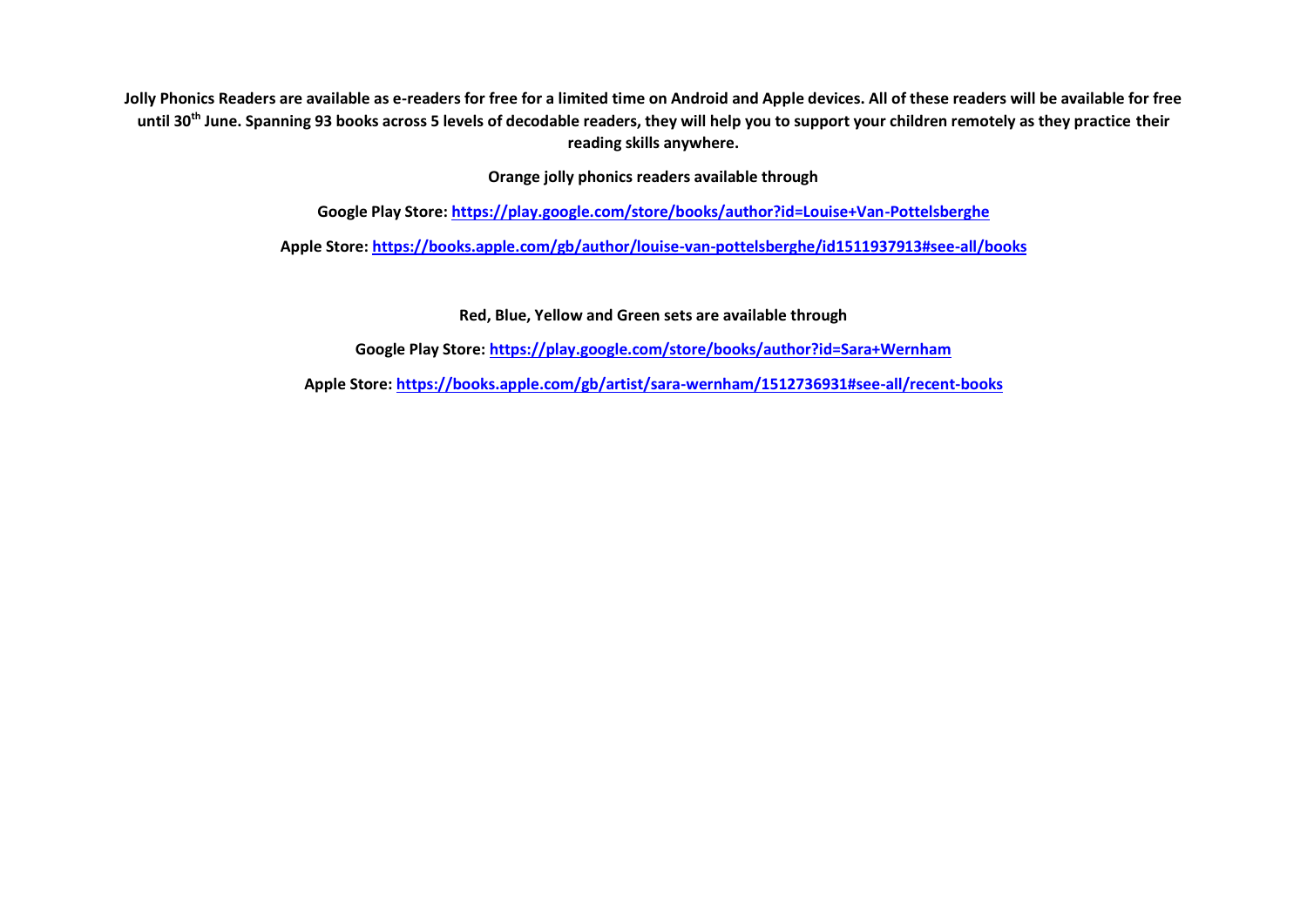**Jolly Phonics Readers are available as e-readers for free for a limited time on Android and Apple devices. All of these readers will be available for free until 30th June. Spanning 93 books across 5 levels of decodable readers, they will help you to support your children remotely as they practice their reading skills anywhere.**

**Orange jolly phonics readers available through**

**Google Play Store: [https://play.google.com/store/books/author?id=Louise+Van-Pottelsberghe](https://play.google.com/store/books/author?id=Louise+Van-Pottelsberghe)**

**Apple Store: [https://books.apple.com/gb/author/louise-van-pottelsberghe/id1511937913#see-all/books](https://books.apple.com/gb/author/louise-van-pottelsberghe/id1511937913#see-all/books)**

**Red, Blue, Yellow and Green sets are available through**

**Google Play Store: [https://play.google.com/store/books/author?id=Sara+Wernham](https://play.google.com/store/books/author?id=Sara+Wernham)**

**Apple Store: [https://books.apple.com/gb/artist/sara-wernham/1512736931#see-all/recent-books](https://books.apple.com/gb/artist/sara-wernham/1512736931#see-all/recent-books)**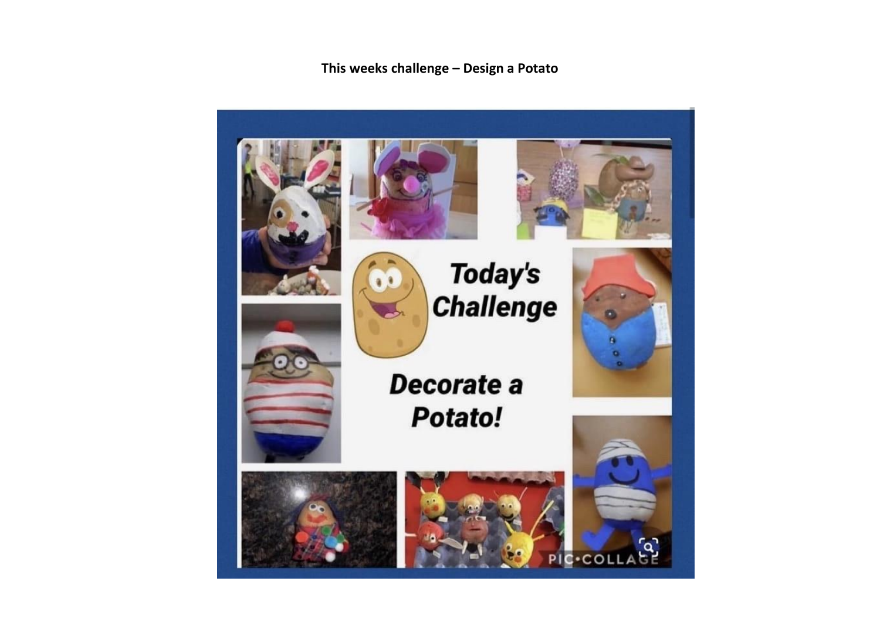**This weeks challenge – Design a Potato**

Today's Challenge

Decorate a Potato!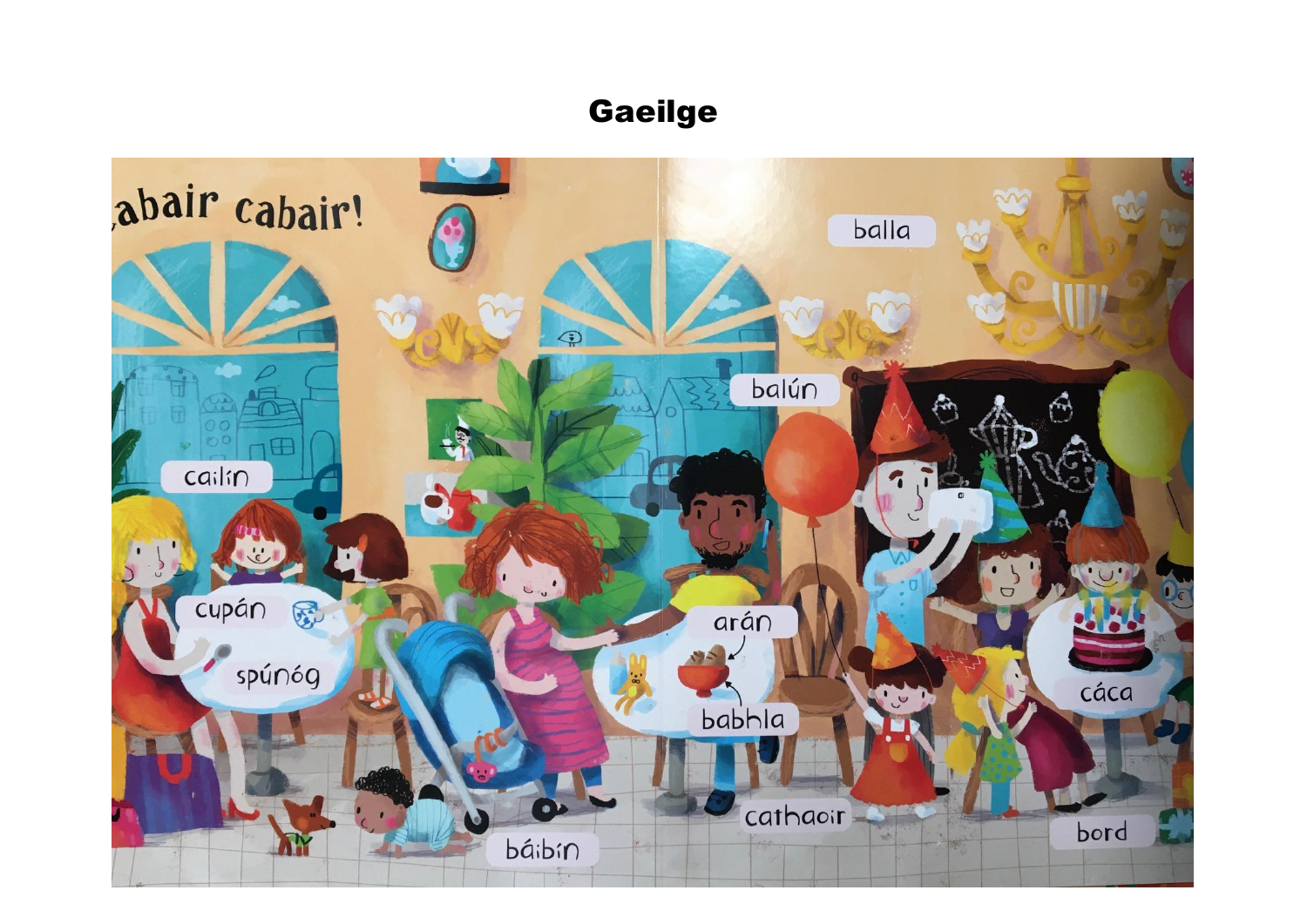# Gaeilge

cabair cabair!

balla

balún

cailín

cupán

spúnóg

arán

babhla

cáca

cathaoir

bord

báibín